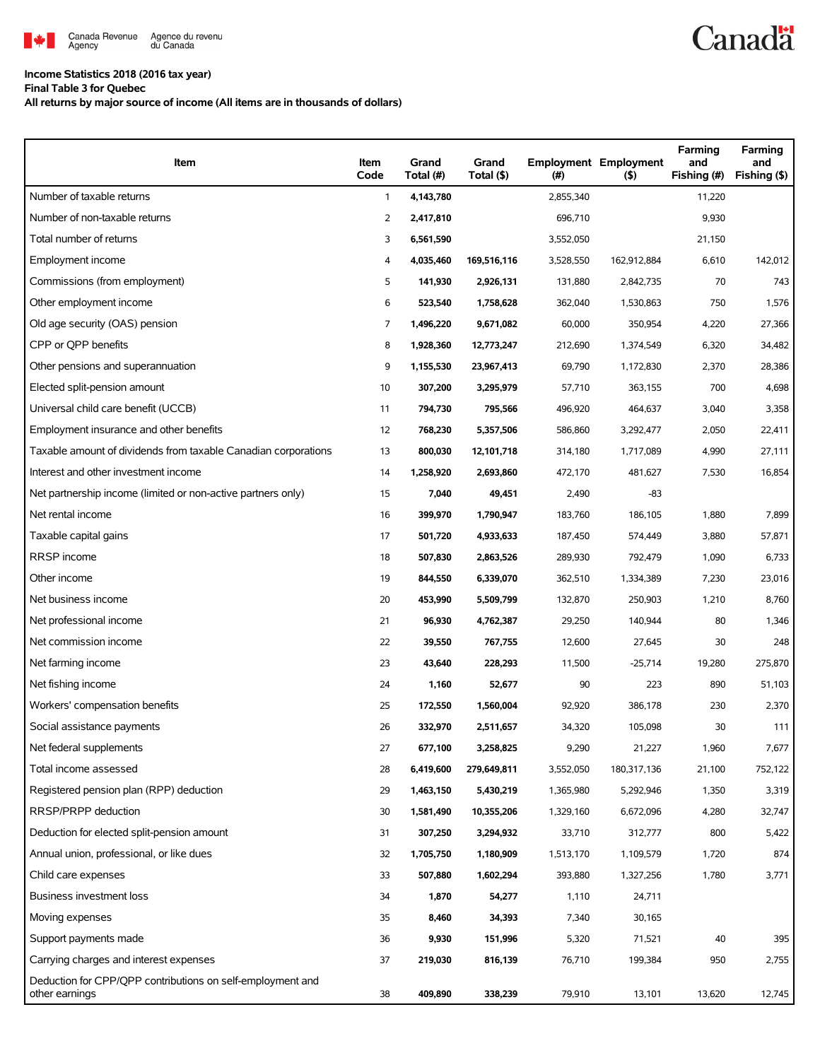Canada Revenue Agency / Agence du revenu du Canada

Canada

**Income Statistics 2018 (2016 tax year)**
**Final Table 3 for Quebec**
**All returns by major source of income (All items are in thousands of dollars)**

| Item | Item Code | Grand Total (#) | Grand Total ($) | Employment (#) | Employment ($) | Farming and Fishing (#) | Farming and Fishing ($) |
|---|---|---|---|---|---|---|---|
| Number of taxable returns | 1 | **4,143,780** | | 2,855,340 | | 11,220 | |
| Number of non-taxable returns | 2 | **2,417,810** | | 696,710 | | 9,930 | |
| Total number of returns | 3 | **6,561,590** | | 3,552,050 | | 21,150 | |
| Employment income | 4 | **4,035,460** | **169,516,116** | 3,528,550 | 162,912,884 | 6,610 | 142,012 |
| Commissions (from employment) | 5 | **141,930** | **2,926,131** | 131,880 | 2,842,735 | 70 | 743 |
| Other employment income | 6 | **523,540** | **1,758,628** | 362,040 | 1,530,863 | 750 | 1,576 |
| Old age security (OAS) pension | 7 | **1,496,220** | **9,671,082** | 60,000 | 350,954 | 4,220 | 27,366 |
| CPP or QPP benefits | 8 | **1,928,360** | **12,773,247** | 212,690 | 1,374,549 | 6,320 | 34,482 |
| Other pensions and superannuation | 9 | **1,155,530** | **23,967,413** | 69,790 | 1,172,830 | 2,370 | 28,386 |
| Elected split-pension amount | 10 | **307,200** | **3,295,979** | 57,710 | 363,155 | 700 | 4,698 |
| Universal child care benefit (UCCB) | 11 | **794,730** | **795,566** | 496,920 | 464,637 | 3,040 | 3,358 |
| Employment insurance and other benefits | 12 | **768,230** | **5,357,506** | 586,860 | 3,292,477 | 2,050 | 22,411 |
| Taxable amount of dividends from taxable Canadian corporations | 13 | **800,030** | **12,101,718** | 314,180 | 1,717,089 | 4,990 | 27,111 |
| Interest and other investment income | 14 | **1,258,920** | **2,693,860** | 472,170 | 481,627 | 7,530 | 16,854 |
| Net partnership income (limited or non-active partners only) | 15 | **7,040** | **49,451** | 2,490 | -83 | | |
| Net rental income | 16 | **399,970** | **1,790,947** | 183,760 | 186,105 | 1,880 | 7,899 |
| Taxable capital gains | 17 | **501,720** | **4,933,633** | 187,450 | 574,449 | 3,880 | 57,871 |
| RRSP income | 18 | **507,830** | **2,863,526** | 289,930 | 792,479 | 1,090 | 6,733 |
| Other income | 19 | **844,550** | **6,339,070** | 362,510 | 1,334,389 | 7,230 | 23,016 |
| Net business income | 20 | **453,990** | **5,509,799** | 132,870 | 250,903 | 1,210 | 8,760 |
| Net professional income | 21 | **96,930** | **4,762,387** | 29,250 | 140,944 | 80 | 1,346 |
| Net commission income | 22 | **39,550** | **767,755** | 12,600 | 27,645 | 30 | 248 |
| Net farming income | 23 | **43,640** | **228,293** | 11,500 | -25,714 | 19,280 | 275,870 |
| Net fishing income | 24 | **1,160** | **52,677** | 90 | 223 | 890 | 51,103 |
| Workers' compensation benefits | 25 | **172,550** | **1,560,004** | 92,920 | 386,178 | 230 | 2,370 |
| Social assistance payments | 26 | **332,970** | **2,511,657** | 34,320 | 105,098 | 30 | 111 |
| Net federal supplements | 27 | **677,100** | **3,258,825** | 9,290 | 21,227 | 1,960 | 7,677 |
| Total income assessed | 28 | **6,419,600** | **279,649,811** | 3,552,050 | 180,317,136 | 21,100 | 752,122 |
| Registered pension plan (RPP) deduction | 29 | **1,463,150** | **5,430,219** | 1,365,980 | 5,292,946 | 1,350 | 3,319 |
| RRSP/PRPP deduction | 30 | **1,581,490** | **10,355,206** | 1,329,160 | 6,672,096 | 4,280 | 32,747 |
| Deduction for elected split-pension amount | 31 | **307,250** | **3,294,932** | 33,710 | 312,777 | 800 | 5,422 |
| Annual union, professional, or like dues | 32 | **1,705,750** | **1,180,909** | 1,513,170 | 1,109,579 | 1,720 | 874 |
| Child care expenses | 33 | **507,880** | **1,602,294** | 393,880 | 1,327,256 | 1,780 | 3,771 |
| Business investment loss | 34 | **1,870** | **54,277** | 1,110 | 24,711 | | |
| Moving expenses | 35 | **8,460** | **34,393** | 7,340 | 30,165 | | |
| Support payments made | 36 | **9,930** | **151,996** | 5,320 | 71,521 | 40 | 395 |
| Carrying charges and interest expenses | 37 | **219,030** | **816,139** | 76,710 | 199,384 | 950 | 2,755 |
| Deduction for CPP/QPP contributions on self-employment and other earnings | 38 | **409,890** | **338,239** | 79,910 | 13,101 | 13,620 | 12,745 |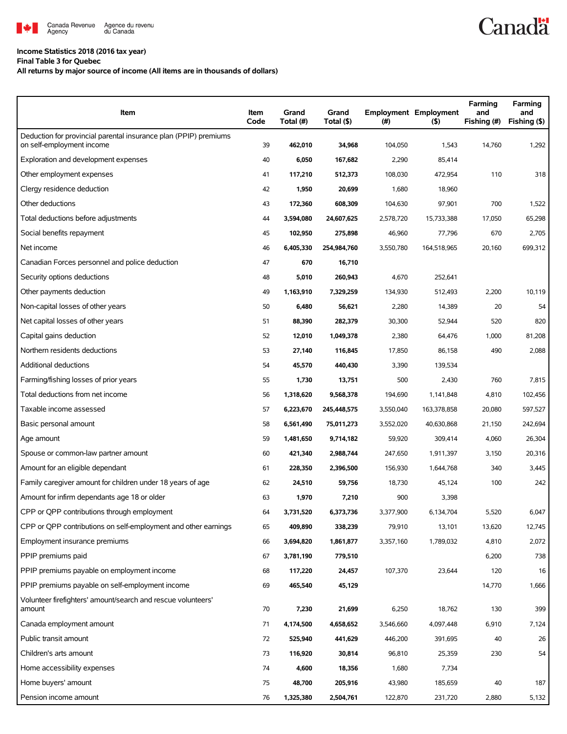**Income Statistics 2018 (2016 tax year)**
**Final Table 3 for Quebec**
**All returns by major source of income (All items are in thousands of dollars)**

| Item | Item Code | Grand Total (#) | Grand Total ($) | Employment (#) | Employment ($) | Farming and Fishing (#) | Farming and Fishing ($) |
|---|---|---|---|---|---|---|---|
| Deduction for provincial parental insurance plan (PPIP) premiums on self-employment income | 39 | **462,010** | **34,968** | 104,050 | 1,543 | 14,760 | 1,292 |
| Exploration and development expenses | 40 | **6,050** | **167,682** | 2,290 | 85,414 | | |
| Other employment expenses | 41 | **117,210** | **512,373** | 108,030 | 472,954 | 110 | 318 |
| Clergy residence deduction | 42 | **1,950** | **20,699** | 1,680 | 18,960 | | |
| Other deductions | 43 | **172,360** | **608,309** | 104,630 | 97,901 | 700 | 1,522 |
| Total deductions before adjustments | 44 | **3,594,080** | **24,607,625** | 2,578,720 | 15,733,388 | 17,050 | 65,298 |
| Social benefits repayment | 45 | **102,950** | **275,898** | 46,960 | 77,796 | 670 | 2,705 |
| Net income | 46 | **6,405,330** | **254,984,760** | 3,550,780 | 164,518,965 | 20,160 | 699,312 |
| Canadian Forces personnel and police deduction | 47 | **670** | **16,710** | | | | |
| Security options deductions | 48 | **5,010** | **260,943** | 4,670 | 252,641 | | |
| Other payments deduction | 49 | **1,163,910** | **7,329,259** | 134,930 | 512,493 | 2,200 | 10,119 |
| Non-capital losses of other years | 50 | **6,480** | **56,621** | 2,280 | 14,389 | 20 | 54 |
| Net capital losses of other years | 51 | **88,390** | **282,379** | 30,300 | 52,944 | 520 | 820 |
| Capital gains deduction | 52 | **12,010** | **1,049,378** | 2,380 | 64,476 | 1,000 | 81,208 |
| Northern residents deductions | 53 | **27,140** | **116,845** | 17,850 | 86,158 | 490 | 2,088 |
| Additional deductions | 54 | **45,570** | **440,430** | 3,390 | 139,534 | | |
| Farming/fishing losses of prior years | 55 | **1,730** | **13,751** | 500 | 2,430 | 760 | 7,815 |
| Total deductions from net income | 56 | **1,318,620** | **9,568,378** | 194,690 | 1,141,848 | 4,810 | 102,456 |
| Taxable income assessed | 57 | **6,223,670** | **245,448,575** | 3,550,040 | 163,378,858 | 20,080 | 597,527 |
| Basic personal amount | 58 | **6,561,490** | **75,011,273** | 3,552,020 | 40,630,868 | 21,150 | 242,694 |
| Age amount | 59 | **1,481,650** | **9,714,182** | 59,920 | 309,414 | 4,060 | 26,304 |
| Spouse or common-law partner amount | 60 | **421,340** | **2,988,744** | 247,650 | 1,911,397 | 3,150 | 20,316 |
| Amount for an eligible dependant | 61 | **228,350** | **2,396,500** | 156,930 | 1,644,768 | 340 | 3,445 |
| Family caregiver amount for children under 18 years of age | 62 | **24,510** | **59,756** | 18,730 | 45,124 | 100 | 242 |
| Amount for infirm dependants age 18 or older | 63 | **1,970** | **7,210** | 900 | 3,398 | | |
| CPP or QPP contributions through employment | 64 | **3,731,520** | **6,373,736** | 3,377,900 | 6,134,704 | 5,520 | 6,047 |
| CPP or QPP contributions on self-employment and other earnings | 65 | **409,890** | **338,239** | 79,910 | 13,101 | 13,620 | 12,745 |
| Employment insurance premiums | 66 | **3,694,820** | **1,861,877** | 3,357,160 | 1,789,032 | 4,810 | 2,072 |
| PPIP premiums paid | 67 | **3,781,190** | **779,510** | | | 6,200 | 738 |
| PPIP premiums payable on employment income | 68 | **117,220** | **24,457** | 107,370 | 23,644 | 120 | 16 |
| PPIP premiums payable on self-employment income | 69 | **465,540** | **45,129** | | | 14,770 | 1,666 |
| Volunteer firefighters' amount/search and rescue volunteers' amount | 70 | **7,230** | **21,699** | 6,250 | 18,762 | 130 | 399 |
| Canada employment amount | 71 | **4,174,500** | **4,658,652** | 3,546,660 | 4,097,448 | 6,910 | 7,124 |
| Public transit amount | 72 | **525,940** | **441,629** | 446,200 | 391,695 | 40 | 26 |
| Children's arts amount | 73 | **116,920** | **30,814** | 96,810 | 25,359 | 230 | 54 |
| Home accessibility expenses | 74 | **4,600** | **18,356** | 1,680 | 7,734 | | |
| Home buyers' amount | 75 | **48,700** | **205,916** | 43,980 | 185,659 | 40 | 187 |
| Pension income amount | 76 | **1,325,380** | **2,504,761** | 122,870 | 231,720 | 2,880 | 5,132 |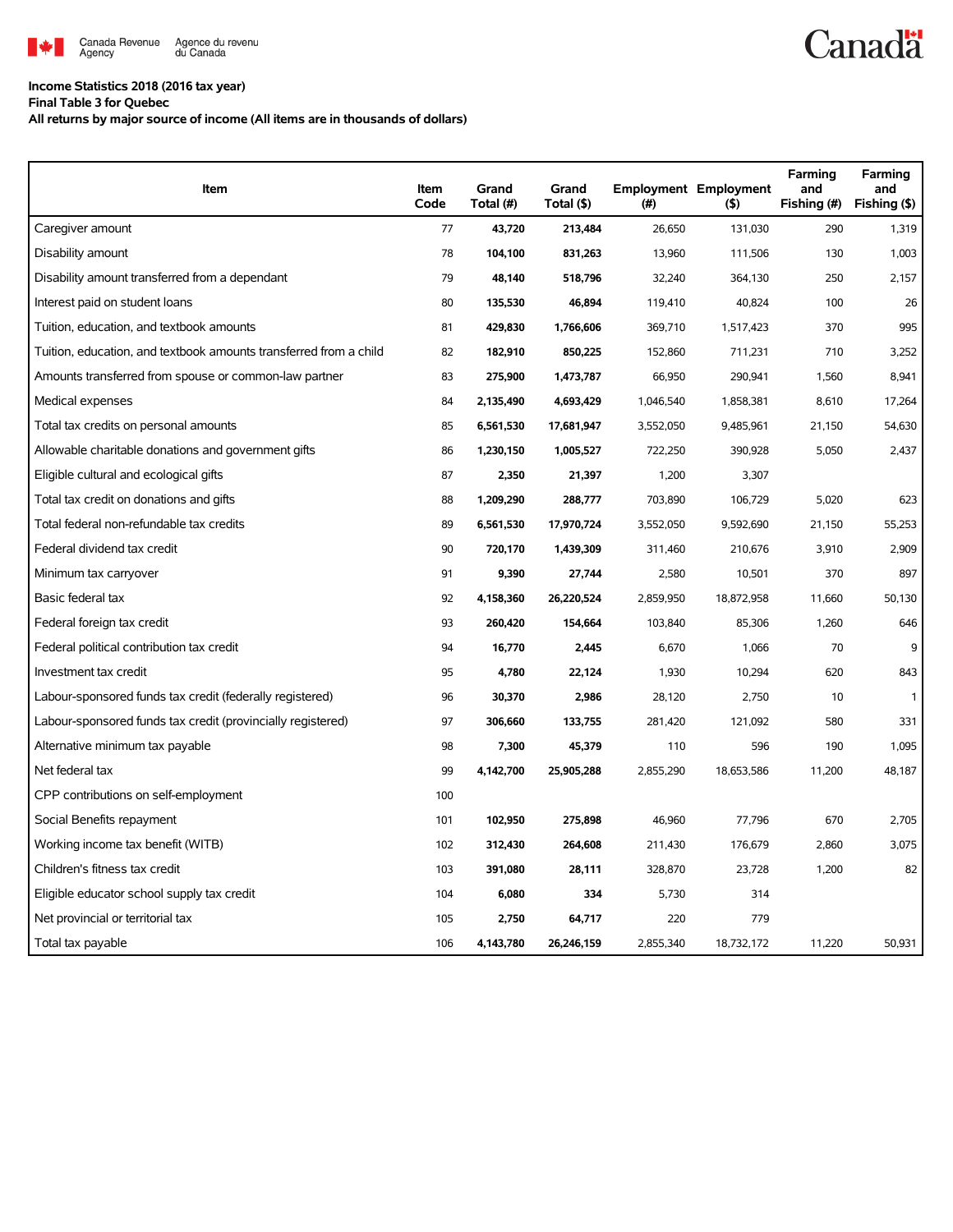**Income Statistics 2018 (2016 tax year)**
**Final Table 3 for Quebec**
**All returns by major source of income (All items are in thousands of dollars)**

| Item | Item Code | Grand Total (#) | Grand Total ($) | Employment (#) | Employment ($) | Farming and Fishing (#) | Farming and Fishing ($) |
|---|---|---|---|---|---|---|---|
| Caregiver amount | 77 | **43,720** | **213,484** | 26,650 | 131,030 | 290 | 1,319 |
| Disability amount | 78 | **104,100** | **831,263** | 13,960 | 111,506 | 130 | 1,003 |
| Disability amount transferred from a dependant | 79 | **48,140** | **518,796** | 32,240 | 364,130 | 250 | 2,157 |
| Interest paid on student loans | 80 | **135,530** | **46,894** | 119,410 | 40,824 | 100 | 26 |
| Tuition, education, and textbook amounts | 81 | **429,830** | **1,766,606** | 369,710 | 1,517,423 | 370 | 995 |
| Tuition, education, and textbook amounts transferred from a child | 82 | **182,910** | **850,225** | 152,860 | 711,231 | 710 | 3,252 |
| Amounts transferred from spouse or common-law partner | 83 | **275,900** | **1,473,787** | 66,950 | 290,941 | 1,560 | 8,941 |
| Medical expenses | 84 | **2,135,490** | **4,693,429** | 1,046,540 | 1,858,381 | 8,610 | 17,264 |
| Total tax credits on personal amounts | 85 | **6,561,530** | **17,681,947** | 3,552,050 | 9,485,961 | 21,150 | 54,630 |
| Allowable charitable donations and government gifts | 86 | **1,230,150** | **1,005,527** | 722,250 | 390,928 | 5,050 | 2,437 |
| Eligible cultural and ecological gifts | 87 | **2,350** | **21,397** | 1,200 | 3,307 | | |
| Total tax credit on donations and gifts | 88 | **1,209,290** | **288,777** | 703,890 | 106,729 | 5,020 | 623 |
| Total federal non-refundable tax credits | 89 | **6,561,530** | **17,970,724** | 3,552,050 | 9,592,690 | 21,150 | 55,253 |
| Federal dividend tax credit | 90 | **720,170** | **1,439,309** | 311,460 | 210,676 | 3,910 | 2,909 |
| Minimum tax carryover | 91 | **9,390** | **27,744** | 2,580 | 10,501 | 370 | 897 |
| Basic federal tax | 92 | **4,158,360** | **26,220,524** | 2,859,950 | 18,872,958 | 11,660 | 50,130 |
| Federal foreign tax credit | 93 | **260,420** | **154,664** | 103,840 | 85,306 | 1,260 | 646 |
| Federal political contribution tax credit | 94 | **16,770** | **2,445** | 6,670 | 1,066 | 70 | 9 |
| Investment tax credit | 95 | **4,780** | **22,124** | 1,930 | 10,294 | 620 | 843 |
| Labour-sponsored funds tax credit (federally registered) | 96 | **30,370** | **2,986** | 28,120 | 2,750 | 10 | 1 |
| Labour-sponsored funds tax credit (provincially registered) | 97 | **306,660** | **133,755** | 281,420 | 121,092 | 580 | 331 |
| Alternative minimum tax payable | 98 | **7,300** | **45,379** | 110 | 596 | 190 | 1,095 |
| Net federal tax | 99 | **4,142,700** | **25,905,288** | 2,855,290 | 18,653,586 | 11,200 | 48,187 |
| CPP contributions on self-employment | 100 | | | | | | |
| Social Benefits repayment | 101 | **102,950** | **275,898** | 46,960 | 77,796 | 670 | 2,705 |
| Working income tax benefit (WITB) | 102 | **312,430** | **264,608** | 211,430 | 176,679 | 2,860 | 3,075 |
| Children's fitness tax credit | 103 | **391,080** | **28,111** | 328,870 | 23,728 | 1,200 | 82 |
| Eligible educator school supply tax credit | 104 | **6,080** | **334** | 5,730 | 314 | | |
| Net provincial or territorial tax | 105 | **2,750** | **64,717** | 220 | 779 | | |
| Total tax payable | 106 | **4,143,780** | **26,246,159** | 2,855,340 | 18,732,172 | 11,220 | 50,931 |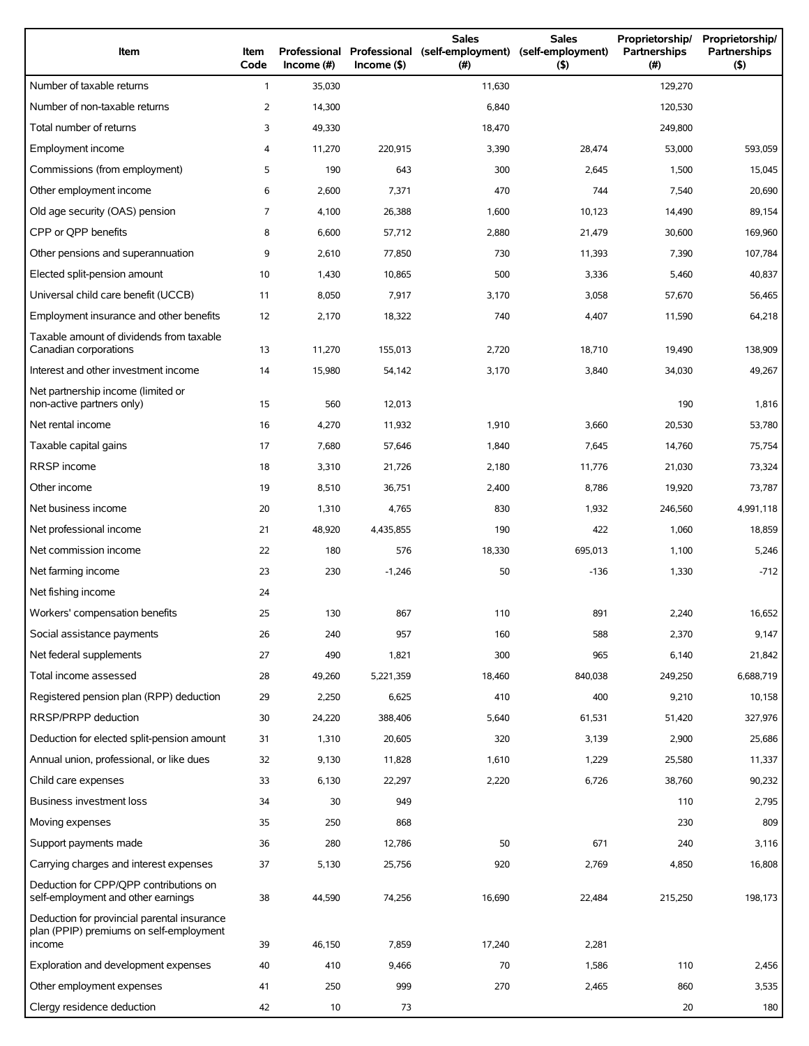| Item | Item Code | Professional Income (#) | Professional Income ($) | Sales (self-employment) (#) | Sales (self-employment) ($) | Proprietorship/ Partnerships (#) | Proprietorship/ Partnerships ($) |
|---|---|---|---|---|---|---|---|
| Number of taxable returns | 1 | 35,030 | | 11,630 | | 129,270 | |
| Number of non-taxable returns | 2 | 14,300 | | 6,840 | | 120,530 | |
| Total number of returns | 3 | 49,330 | | 18,470 | | 249,800 | |
| Employment income | 4 | 11,270 | 220,915 | 3,390 | 28,474 | 53,000 | 593,059 |
| Commissions (from employment) | 5 | 190 | 643 | 300 | 2,645 | 1,500 | 15,045 |
| Other employment income | 6 | 2,600 | 7,371 | 470 | 744 | 7,540 | 20,690 |
| Old age security (OAS) pension | 7 | 4,100 | 26,388 | 1,600 | 10,123 | 14,490 | 89,154 |
| CPP or QPP benefits | 8 | 6,600 | 57,712 | 2,880 | 21,479 | 30,600 | 169,960 |
| Other pensions and superannuation | 9 | 2,610 | 77,850 | 730 | 11,393 | 7,390 | 107,784 |
| Elected split-pension amount | 10 | 1,430 | 10,865 | 500 | 3,336 | 5,460 | 40,837 |
| Universal child care benefit (UCCB) | 11 | 8,050 | 7,917 | 3,170 | 3,058 | 57,670 | 56,465 |
| Employment insurance and other benefits | 12 | 2,170 | 18,322 | 740 | 4,407 | 11,590 | 64,218 |
| Taxable amount of dividends from taxable Canadian corporations | 13 | 11,270 | 155,013 | 2,720 | 18,710 | 19,490 | 138,909 |
| Interest and other investment income | 14 | 15,980 | 54,142 | 3,170 | 3,840 | 34,030 | 49,267 |
| Net partnership income (limited or non-active partners only) | 15 | 560 | 12,013 | | | 190 | 1,816 |
| Net rental income | 16 | 4,270 | 11,932 | 1,910 | 3,660 | 20,530 | 53,780 |
| Taxable capital gains | 17 | 7,680 | 57,646 | 1,840 | 7,645 | 14,760 | 75,754 |
| RRSP income | 18 | 3,310 | 21,726 | 2,180 | 11,776 | 21,030 | 73,324 |
| Other income | 19 | 8,510 | 36,751 | 2,400 | 8,786 | 19,920 | 73,787 |
| Net business income | 20 | 1,310 | 4,765 | 830 | 1,932 | 246,560 | 4,991,118 |
| Net professional income | 21 | 48,920 | 4,435,855 | 190 | 422 | 1,060 | 18,859 |
| Net commission income | 22 | 180 | 576 | 18,330 | 695,013 | 1,100 | 5,246 |
| Net farming income | 23 | 230 | -1,246 | 50 | -136 | 1,330 | -712 |
| Net fishing income | 24 | | | | | | |
| Workers' compensation benefits | 25 | 130 | 867 | 110 | 891 | 2,240 | 16,652 |
| Social assistance payments | 26 | 240 | 957 | 160 | 588 | 2,370 | 9,147 |
| Net federal supplements | 27 | 490 | 1,821 | 300 | 965 | 6,140 | 21,842 |
| Total income assessed | 28 | 49,260 | 5,221,359 | 18,460 | 840,038 | 249,250 | 6,688,719 |
| Registered pension plan (RPP) deduction | 29 | 2,250 | 6,625 | 410 | 400 | 9,210 | 10,158 |
| RRSP/PRPP deduction | 30 | 24,220 | 388,406 | 5,640 | 61,531 | 51,420 | 327,976 |
| Deduction for elected split-pension amount | 31 | 1,310 | 20,605 | 320 | 3,139 | 2,900 | 25,686 |
| Annual union, professional, or like dues | 32 | 9,130 | 11,828 | 1,610 | 1,229 | 25,580 | 11,337 |
| Child care expenses | 33 | 6,130 | 22,297 | 2,220 | 6,726 | 38,760 | 90,232 |
| Business investment loss | 34 | 30 | 949 | | | 110 | 2,795 |
| Moving expenses | 35 | 250 | 868 | | | 230 | 809 |
| Support payments made | 36 | 280 | 12,786 | 50 | 671 | 240 | 3,116 |
| Carrying charges and interest expenses | 37 | 5,130 | 25,756 | 920 | 2,769 | 4,850 | 16,808 |
| Deduction for CPP/QPP contributions on self-employment and other earnings | 38 | 44,590 | 74,256 | 16,690 | 22,484 | 215,250 | 198,173 |
| Deduction for provincial parental insurance plan (PPIP) premiums on self-employment income | 39 | 46,150 | 7,859 | 17,240 | 2,281 | | |
| Exploration and development expenses | 40 | 410 | 9,466 | 70 | 1,586 | 110 | 2,456 |
| Other employment expenses | 41 | 250 | 999 | 270 | 2,465 | 860 | 3,535 |
| Clergy residence deduction | 42 | 10 | 73 | | | 20 | 180 |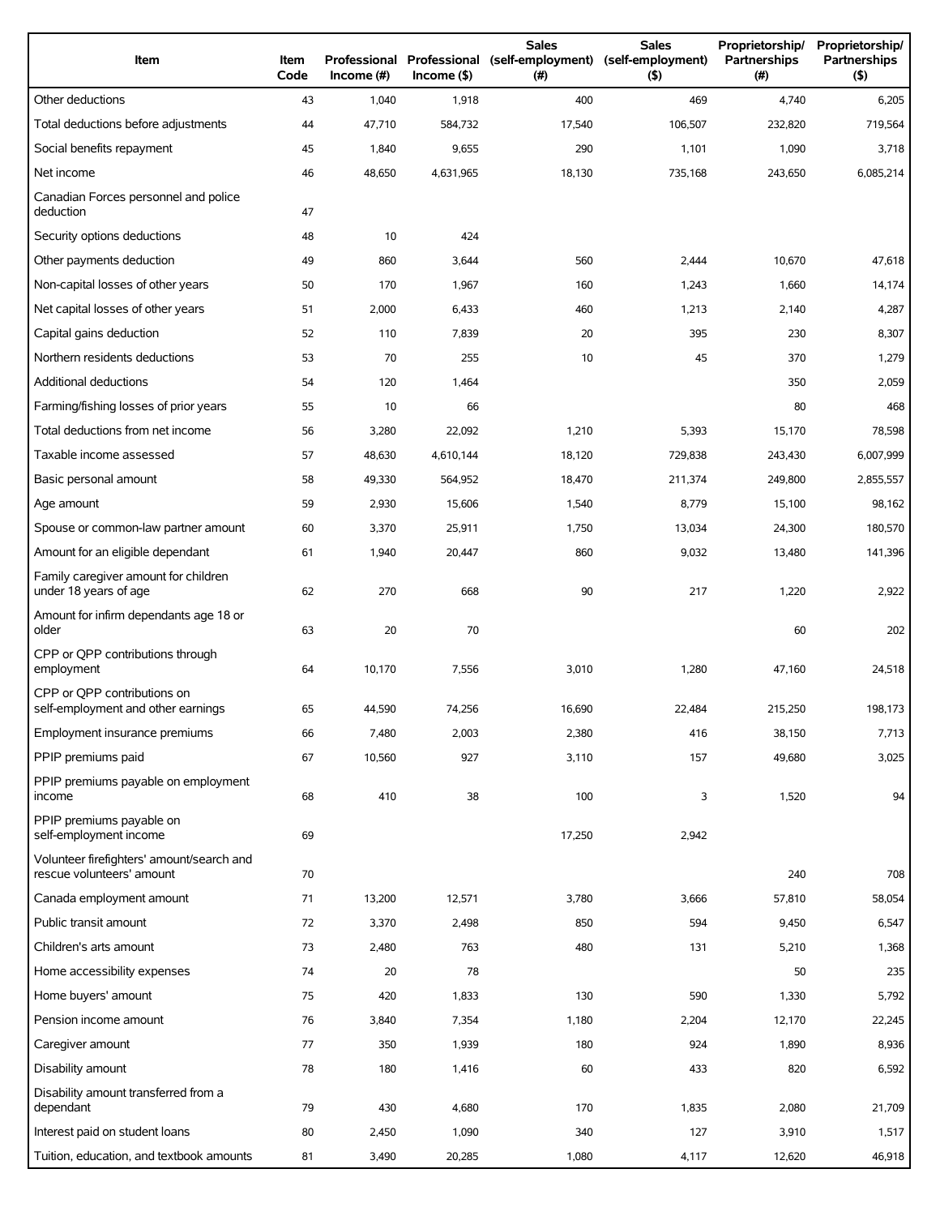| Item | Item Code | Professional Income (#) | Professional Income ($) | Sales (self-employment) (#) | Sales (self-employment) ($) | Proprietorship/ Partnerships (#) | Proprietorship/ Partnerships ($) |
|---|---|---|---|---|---|---|---|
| Other deductions | 43 | 1,040 | 1,918 | 400 | 469 | 4,740 | 6,205 |
| Total deductions before adjustments | 44 | 47,710 | 584,732 | 17,540 | 106,507 | 232,820 | 719,564 |
| Social benefits repayment | 45 | 1,840 | 9,655 | 290 | 1,101 | 1,090 | 3,718 |
| Net income | 46 | 48,650 | 4,631,965 | 18,130 | 735,168 | 243,650 | 6,085,214 |
| Canadian Forces personnel and police deduction | 47 | | | | | | |
| Security options deductions | 48 | 10 | 424 | | | | |
| Other payments deduction | 49 | 860 | 3,644 | 560 | 2,444 | 10,670 | 47,618 |
| Non-capital losses of other years | 50 | 170 | 1,967 | 160 | 1,243 | 1,660 | 14,174 |
| Net capital losses of other years | 51 | 2,000 | 6,433 | 460 | 1,213 | 2,140 | 4,287 |
| Capital gains deduction | 52 | 110 | 7,839 | 20 | 395 | 230 | 8,307 |
| Northern residents deductions | 53 | 70 | 255 | 10 | 45 | 370 | 1,279 |
| Additional deductions | 54 | 120 | 1,464 | | | 350 | 2,059 |
| Farming/fishing losses of prior years | 55 | 10 | 66 | | | 80 | 468 |
| Total deductions from net income | 56 | 3,280 | 22,092 | 1,210 | 5,393 | 15,170 | 78,598 |
| Taxable income assessed | 57 | 48,630 | 4,610,144 | 18,120 | 729,838 | 243,430 | 6,007,999 |
| Basic personal amount | 58 | 49,330 | 564,952 | 18,470 | 211,374 | 249,800 | 2,855,557 |
| Age amount | 59 | 2,930 | 15,606 | 1,540 | 8,779 | 15,100 | 98,162 |
| Spouse or common-law partner amount | 60 | 3,370 | 25,911 | 1,750 | 13,034 | 24,300 | 180,570 |
| Amount for an eligible dependant | 61 | 1,940 | 20,447 | 860 | 9,032 | 13,480 | 141,396 |
| Family caregiver amount for children under 18 years of age | 62 | 270 | 668 | 90 | 217 | 1,220 | 2,922 |
| Amount for infirm dependants age 18 or older | 63 | 20 | 70 | | | 60 | 202 |
| CPP or QPP contributions through employment | 64 | 10,170 | 7,556 | 3,010 | 1,280 | 47,160 | 24,518 |
| CPP or QPP contributions on self-employment and other earnings | 65 | 44,590 | 74,256 | 16,690 | 22,484 | 215,250 | 198,173 |
| Employment insurance premiums | 66 | 7,480 | 2,003 | 2,380 | 416 | 38,150 | 7,713 |
| PPIP premiums paid | 67 | 10,560 | 927 | 3,110 | 157 | 49,680 | 3,025 |
| PPIP premiums payable on employment income | 68 | 410 | 38 | 100 | 3 | 1,520 | 94 |
| PPIP premiums payable on self-employment income | 69 | | | 17,250 | 2,942 | | |
| Volunteer firefighters' amount/search and rescue volunteers' amount | 70 | | | | | 240 | 708 |
| Canada employment amount | 71 | 13,200 | 12,571 | 3,780 | 3,666 | 57,810 | 58,054 |
| Public transit amount | 72 | 3,370 | 2,498 | 850 | 594 | 9,450 | 6,547 |
| Children's arts amount | 73 | 2,480 | 763 | 480 | 131 | 5,210 | 1,368 |
| Home accessibility expenses | 74 | 20 | 78 | | | 50 | 235 |
| Home buyers' amount | 75 | 420 | 1,833 | 130 | 590 | 1,330 | 5,792 |
| Pension income amount | 76 | 3,840 | 7,354 | 1,180 | 2,204 | 12,170 | 22,245 |
| Caregiver amount | 77 | 350 | 1,939 | 180 | 924 | 1,890 | 8,936 |
| Disability amount | 78 | 180 | 1,416 | 60 | 433 | 820 | 6,592 |
| Disability amount transferred from a dependant | 79 | 430 | 4,680 | 170 | 1,835 | 2,080 | 21,709 |
| Interest paid on student loans | 80 | 2,450 | 1,090 | 340 | 127 | 3,910 | 1,517 |
| Tuition, education, and textbook amounts | 81 | 3,490 | 20,285 | 1,080 | 4,117 | 12,620 | 46,918 |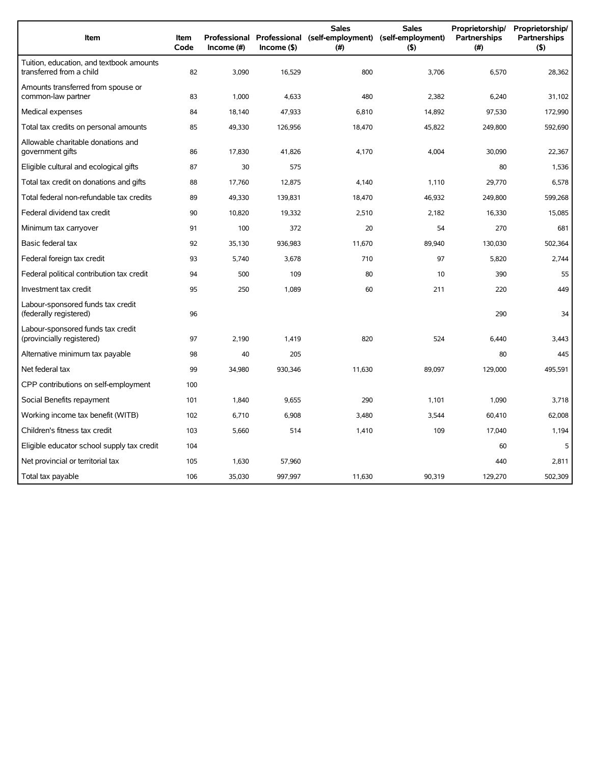| Item | Item Code | Professional Income (#) | Professional Income ($) | Sales (self-employment) (#) | Sales (self-employment) ($) | Proprietorship/ Partnerships (#) | Proprietorship/ Partnerships ($) |
|---|---|---|---|---|---|---|---|
| Tuition, education, and textbook amounts transferred from a child | 82 | 3,090 | 16,529 | 800 | 3,706 | 6,570 | 28,362 |
| Amounts transferred from spouse or common-law partner | 83 | 1,000 | 4,633 | 480 | 2,382 | 6,240 | 31,102 |
| Medical expenses | 84 | 18,140 | 47,933 | 6,810 | 14,892 | 97,530 | 172,990 |
| Total tax credits on personal amounts | 85 | 49,330 | 126,956 | 18,470 | 45,822 | 249,800 | 592,690 |
| Allowable charitable donations and government gifts | 86 | 17,830 | 41,826 | 4,170 | 4,004 | 30,090 | 22,367 |
| Eligible cultural and ecological gifts | 87 | 30 | 575 | | | 80 | 1,536 |
| Total tax credit on donations and gifts | 88 | 17,760 | 12,875 | 4,140 | 1,110 | 29,770 | 6,578 |
| Total federal non-refundable tax credits | 89 | 49,330 | 139,831 | 18,470 | 46,932 | 249,800 | 599,268 |
| Federal dividend tax credit | 90 | 10,820 | 19,332 | 2,510 | 2,182 | 16,330 | 15,085 |
| Minimum tax carryover | 91 | 100 | 372 | 20 | 54 | 270 | 681 |
| Basic federal tax | 92 | 35,130 | 936,983 | 11,670 | 89,940 | 130,030 | 502,364 |
| Federal foreign tax credit | 93 | 5,740 | 3,678 | 710 | 97 | 5,820 | 2,744 |
| Federal political contribution tax credit | 94 | 500 | 109 | 80 | 10 | 390 | 55 |
| Investment tax credit | 95 | 250 | 1,089 | 60 | 211 | 220 | 449 |
| Labour-sponsored funds tax credit (federally registered) | 96 | | | | | 290 | 34 |
| Labour-sponsored funds tax credit (provincially registered) | 97 | 2,190 | 1,419 | 820 | 524 | 6,440 | 3,443 |
| Alternative minimum tax payable | 98 | 40 | 205 | | | 80 | 445 |
| Net federal tax | 99 | 34,980 | 930,346 | 11,630 | 89,097 | 129,000 | 495,591 |
| CPP contributions on self-employment | 100 | | | | | | |
| Social Benefits repayment | 101 | 1,840 | 9,655 | 290 | 1,101 | 1,090 | 3,718 |
| Working income tax benefit (WITB) | 102 | 6,710 | 6,908 | 3,480 | 3,544 | 60,410 | 62,008 |
| Children's fitness tax credit | 103 | 5,660 | 514 | 1,410 | 109 | 17,040 | 1,194 |
| Eligible educator school supply tax credit | 104 | | | | | 60 | 5 |
| Net provincial or territorial tax | 105 | 1,630 | 57,960 | | | 440 | 2,811 |
| Total tax payable | 106 | 35,030 | 997,997 | 11,630 | 90,319 | 129,270 | 502,309 |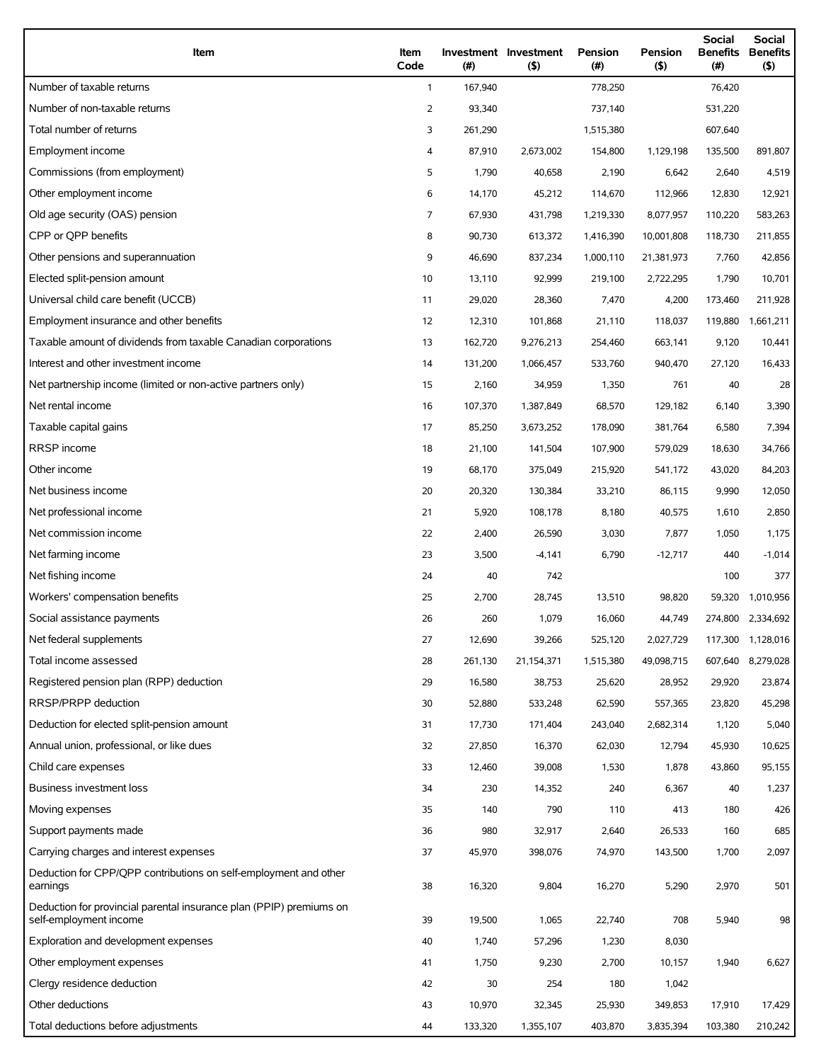| Item | Item Code | Investment (#) | Investment ($) | Pension (#) | Pension ($) | Social Benefits (#) | Social Benefits ($) |
|---|---|---|---|---|---|---|---|
| Number of taxable returns | 1 | 167,940 | | 778,250 | | 76,420 | |
| Number of non-taxable returns | 2 | 93,340 | | 737,140 | | 531,220 | |
| Total number of returns | 3 | 261,290 | | 1,515,380 | | 607,640 | |
| Employment income | 4 | 87,910 | 2,673,002 | 154,800 | 1,129,198 | 135,500 | 891,807 |
| Commissions (from employment) | 5 | 1,790 | 40,658 | 2,190 | 6,642 | 2,640 | 4,519 |
| Other employment income | 6 | 14,170 | 45,212 | 114,670 | 112,966 | 12,830 | 12,921 |
| Old age security (OAS) pension | 7 | 67,930 | 431,798 | 1,219,330 | 8,077,957 | 110,220 | 583,263 |
| CPP or QPP benefits | 8 | 90,730 | 613,372 | 1,416,390 | 10,001,808 | 118,730 | 211,855 |
| Other pensions and superannuation | 9 | 46,690 | 837,234 | 1,000,110 | 21,381,973 | 7,760 | 42,856 |
| Elected split-pension amount | 10 | 13,110 | 92,999 | 219,100 | 2,722,295 | 1,790 | 10,701 |
| Universal child care benefit (UCCB) | 11 | 29,020 | 28,360 | 7,470 | 4,200 | 173,460 | 211,928 |
| Employment insurance and other benefits | 12 | 12,310 | 101,868 | 21,110 | 118,037 | 119,880 | 1,661,211 |
| Taxable amount of dividends from taxable Canadian corporations | 13 | 162,720 | 9,276,213 | 254,460 | 663,141 | 9,120 | 10,441 |
| Interest and other investment income | 14 | 131,200 | 1,066,457 | 533,760 | 940,470 | 27,120 | 16,433 |
| Net partnership income (limited or non-active partners only) | 15 | 2,160 | 34,959 | 1,350 | 761 | 40 | 28 |
| Net rental income | 16 | 107,370 | 1,387,849 | 68,570 | 129,182 | 6,140 | 3,390 |
| Taxable capital gains | 17 | 85,250 | 3,673,252 | 178,090 | 381,764 | 6,580 | 7,394 |
| RRSP income | 18 | 21,100 | 141,504 | 107,900 | 579,029 | 18,630 | 34,766 |
| Other income | 19 | 68,170 | 375,049 | 215,920 | 541,172 | 43,020 | 84,203 |
| Net business income | 20 | 20,320 | 130,384 | 33,210 | 86,115 | 9,990 | 12,050 |
| Net professional income | 21 | 5,920 | 108,178 | 8,180 | 40,575 | 1,610 | 2,850 |
| Net commission income | 22 | 2,400 | 26,590 | 3,030 | 7,877 | 1,050 | 1,175 |
| Net farming income | 23 | 3,500 | -4,141 | 6,790 | -12,717 | 440 | -1,014 |
| Net fishing income | 24 | 40 | 742 | | | 100 | 377 |
| Workers' compensation benefits | 25 | 2,700 | 28,745 | 13,510 | 98,820 | 59,320 | 1,010,956 |
| Social assistance payments | 26 | 260 | 1,079 | 16,060 | 44,749 | 274,800 | 2,334,692 |
| Net federal supplements | 27 | 12,690 | 39,266 | 525,120 | 2,027,729 | 117,300 | 1,128,016 |
| Total income assessed | 28 | 261,130 | 21,154,371 | 1,515,380 | 49,098,715 | 607,640 | 8,279,028 |
| Registered pension plan (RPP) deduction | 29 | 16,580 | 38,753 | 25,620 | 28,952 | 29,920 | 23,874 |
| RRSP/PRPP deduction | 30 | 52,880 | 533,248 | 62,590 | 557,365 | 23,820 | 45,298 |
| Deduction for elected split-pension amount | 31 | 17,730 | 171,404 | 243,040 | 2,682,314 | 1,120 | 5,040 |
| Annual union, professional, or like dues | 32 | 27,850 | 16,370 | 62,030 | 12,794 | 45,930 | 10,625 |
| Child care expenses | 33 | 12,460 | 39,008 | 1,530 | 1,878 | 43,860 | 95,155 |
| Business investment loss | 34 | 230 | 14,352 | 240 | 6,367 | 40 | 1,237 |
| Moving expenses | 35 | 140 | 790 | 110 | 413 | 180 | 426 |
| Support payments made | 36 | 980 | 32,917 | 2,640 | 26,533 | 160 | 685 |
| Carrying charges and interest expenses | 37 | 45,970 | 398,076 | 74,970 | 143,500 | 1,700 | 2,097 |
| Deduction for CPP/QPP contributions on self-employment and other earnings | 38 | 16,320 | 9,804 | 16,270 | 5,290 | 2,970 | 501 |
| Deduction for provincial parental insurance plan (PPIP) premiums on self-employment income | 39 | 19,500 | 1,065 | 22,740 | 708 | 5,940 | 98 |
| Exploration and development expenses | 40 | 1,740 | 57,296 | 1,230 | 8,030 | | |
| Other employment expenses | 41 | 1,750 | 9,230 | 2,700 | 10,157 | 1,940 | 6,627 |
| Clergy residence deduction | 42 | 30 | 254 | 180 | 1,042 | | |
| Other deductions | 43 | 10,970 | 32,345 | 25,930 | 349,853 | 17,910 | 17,429 |
| Total deductions before adjustments | 44 | 133,320 | 1,355,107 | 403,870 | 3,835,394 | 103,380 | 210,242 |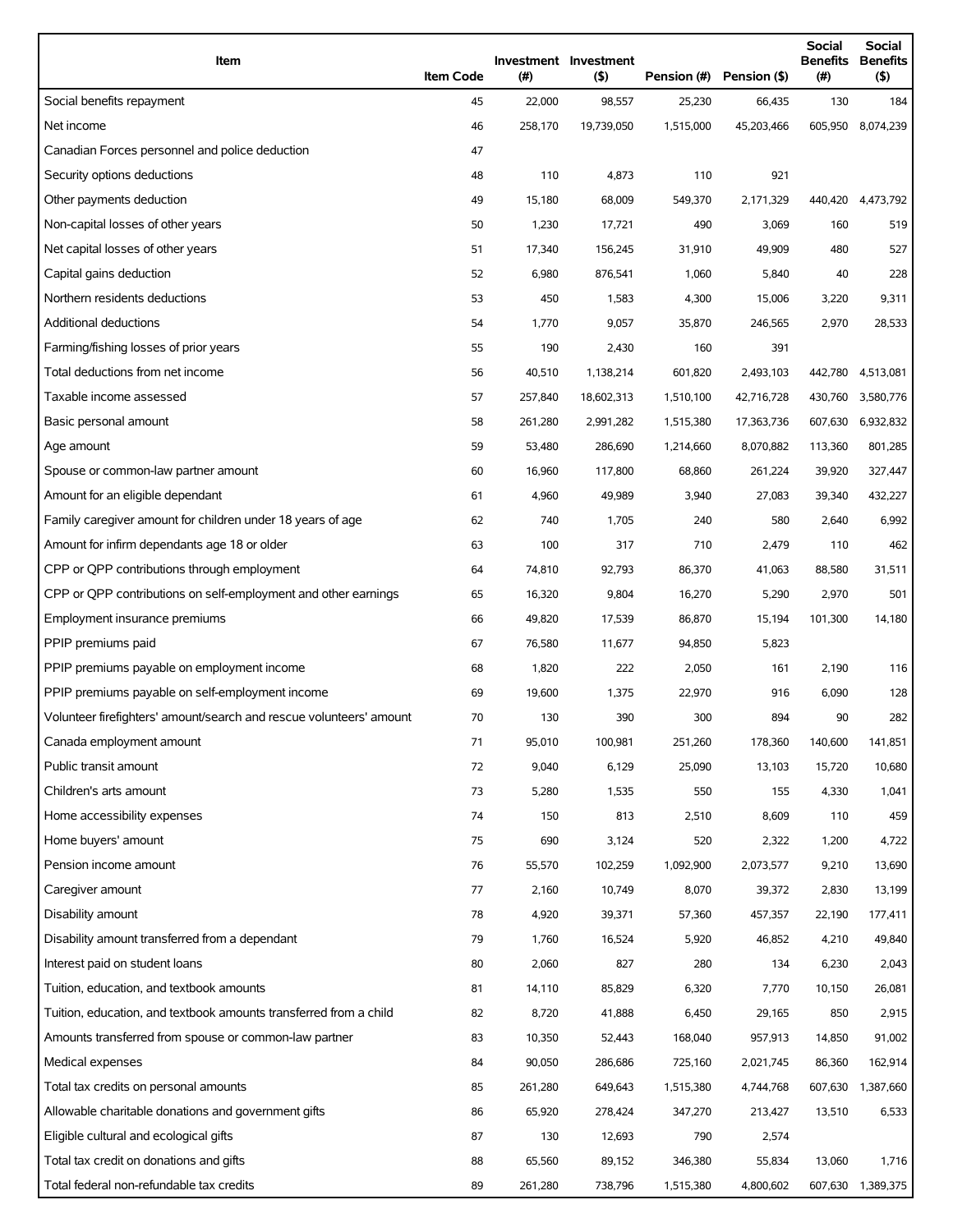| Item | Item Code | Investment (#) | Investment ($) | Pension (#) | Pension ($) | Social Benefits (#) | Social Benefits ($) |
|---|---|---|---|---|---|---|---|
| Social benefits repayment | 45 | 22,000 | 98,557 | 25,230 | 66,435 | 130 | 184 |
| Net income | 46 | 258,170 | 19,739,050 | 1,515,000 | 45,203,466 | 605,950 | 8,074,239 |
| Canadian Forces personnel and police deduction | 47 | | | | | | |
| Security options deductions | 48 | 110 | 4,873 | 110 | 921 | | |
| Other payments deduction | 49 | 15,180 | 68,009 | 549,370 | 2,171,329 | 440,420 | 4,473,792 |
| Non-capital losses of other years | 50 | 1,230 | 17,721 | 490 | 3,069 | 160 | 519 |
| Net capital losses of other years | 51 | 17,340 | 156,245 | 31,910 | 49,909 | 480 | 527 |
| Capital gains deduction | 52 | 6,980 | 876,541 | 1,060 | 5,840 | 40 | 228 |
| Northern residents deductions | 53 | 450 | 1,583 | 4,300 | 15,006 | 3,220 | 9,311 |
| Additional deductions | 54 | 1,770 | 9,057 | 35,870 | 246,565 | 2,970 | 28,533 |
| Farming/fishing losses of prior years | 55 | 190 | 2,430 | 160 | 391 | | |
| Total deductions from net income | 56 | 40,510 | 1,138,214 | 601,820 | 2,493,103 | 442,780 | 4,513,081 |
| Taxable income assessed | 57 | 257,840 | 18,602,313 | 1,510,100 | 42,716,728 | 430,760 | 3,580,776 |
| Basic personal amount | 58 | 261,280 | 2,991,282 | 1,515,380 | 17,363,736 | 607,630 | 6,932,832 |
| Age amount | 59 | 53,480 | 286,690 | 1,214,660 | 8,070,882 | 113,360 | 801,285 |
| Spouse or common-law partner amount | 60 | 16,960 | 117,800 | 68,860 | 261,224 | 39,920 | 327,447 |
| Amount for an eligible dependant | 61 | 4,960 | 49,989 | 3,940 | 27,083 | 39,340 | 432,227 |
| Family caregiver amount for children under 18 years of age | 62 | 740 | 1,705 | 240 | 580 | 2,640 | 6,992 |
| Amount for infirm dependants age 18 or older | 63 | 100 | 317 | 710 | 2,479 | 110 | 462 |
| CPP or QPP contributions through employment | 64 | 74,810 | 92,793 | 86,370 | 41,063 | 88,580 | 31,511 |
| CPP or QPP contributions on self-employment and other earnings | 65 | 16,320 | 9,804 | 16,270 | 5,290 | 2,970 | 501 |
| Employment insurance premiums | 66 | 49,820 | 17,539 | 86,870 | 15,194 | 101,300 | 14,180 |
| PPIP premiums paid | 67 | 76,580 | 11,677 | 94,850 | 5,823 | | |
| PPIP premiums payable on employment income | 68 | 1,820 | 222 | 2,050 | 161 | 2,190 | 116 |
| PPIP premiums payable on self-employment income | 69 | 19,600 | 1,375 | 22,970 | 916 | 6,090 | 128 |
| Volunteer firefighters' amount/search and rescue volunteers' amount | 70 | 130 | 390 | 300 | 894 | 90 | 282 |
| Canada employment amount | 71 | 95,010 | 100,981 | 251,260 | 178,360 | 140,600 | 141,851 |
| Public transit amount | 72 | 9,040 | 6,129 | 25,090 | 13,103 | 15,720 | 10,680 |
| Children's arts amount | 73 | 5,280 | 1,535 | 550 | 155 | 4,330 | 1,041 |
| Home accessibility expenses | 74 | 150 | 813 | 2,510 | 8,609 | 110 | 459 |
| Home buyers' amount | 75 | 690 | 3,124 | 520 | 2,322 | 1,200 | 4,722 |
| Pension income amount | 76 | 55,570 | 102,259 | 1,092,900 | 2,073,577 | 9,210 | 13,690 |
| Caregiver amount | 77 | 2,160 | 10,749 | 8,070 | 39,372 | 2,830 | 13,199 |
| Disability amount | 78 | 4,920 | 39,371 | 57,360 | 457,357 | 22,190 | 177,411 |
| Disability amount transferred from a dependant | 79 | 1,760 | 16,524 | 5,920 | 46,852 | 4,210 | 49,840 |
| Interest paid on student loans | 80 | 2,060 | 827 | 280 | 134 | 6,230 | 2,043 |
| Tuition, education, and textbook amounts | 81 | 14,110 | 85,829 | 6,320 | 7,770 | 10,150 | 26,081 |
| Tuition, education, and textbook amounts transferred from a child | 82 | 8,720 | 41,888 | 6,450 | 29,165 | 850 | 2,915 |
| Amounts transferred from spouse or common-law partner | 83 | 10,350 | 52,443 | 168,040 | 957,913 | 14,850 | 91,002 |
| Medical expenses | 84 | 90,050 | 286,686 | 725,160 | 2,021,745 | 86,360 | 162,914 |
| Total tax credits on personal amounts | 85 | 261,280 | 649,643 | 1,515,380 | 4,744,768 | 607,630 | 1,387,660 |
| Allowable charitable donations and government gifts | 86 | 65,920 | 278,424 | 347,270 | 213,427 | 13,510 | 6,533 |
| Eligible cultural and ecological gifts | 87 | 130 | 12,693 | 790 | 2,574 | | |
| Total tax credit on donations and gifts | 88 | 65,560 | 89,152 | 346,380 | 55,834 | 13,060 | 1,716 |
| Total federal non-refundable tax credits | 89 | 261,280 | 738,796 | 1,515,380 | 4,800,602 | 607,630 | 1,389,375 |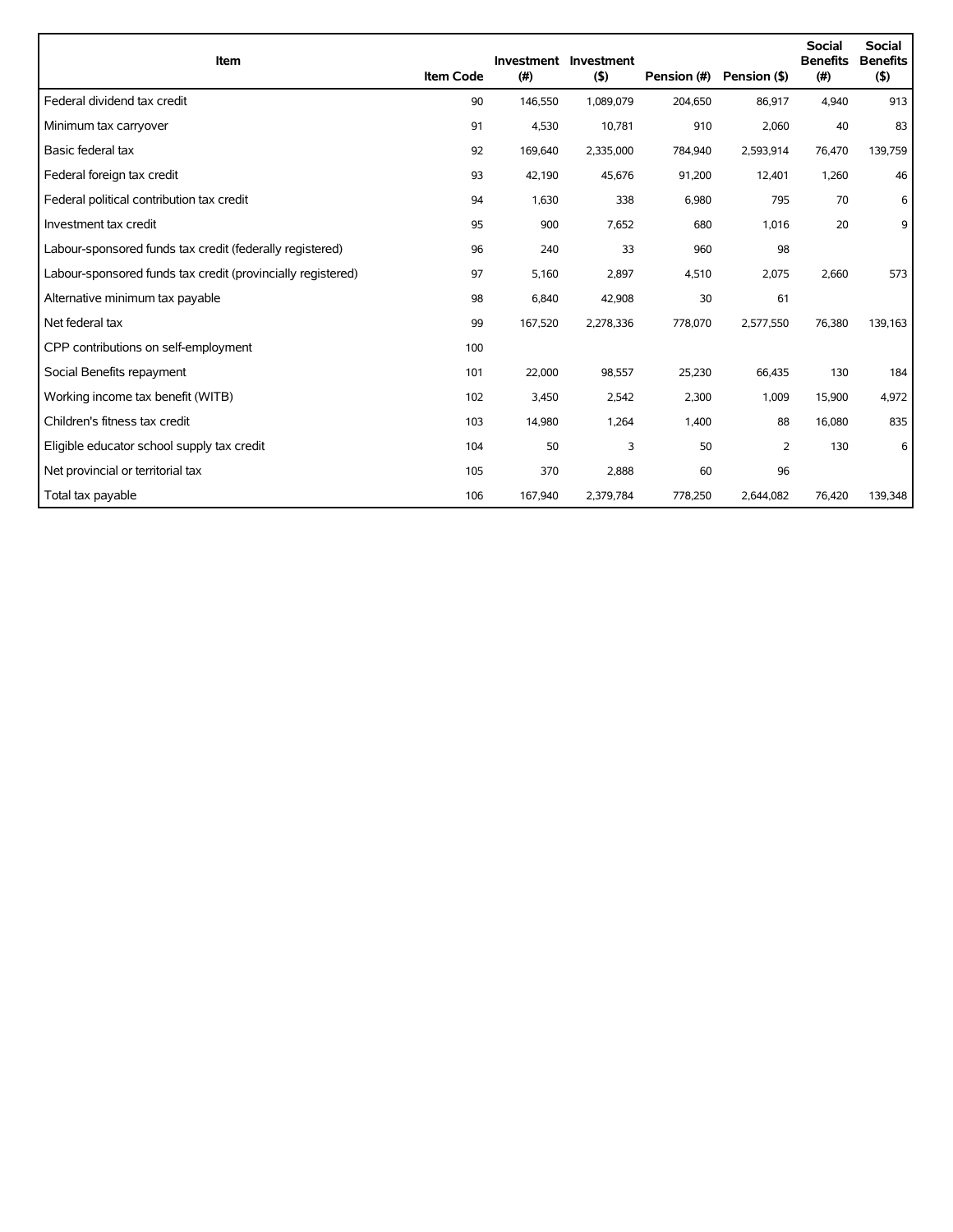| Item | Item Code | Investment (#) | Investment ($) | Pension (#) | Pension ($) | Social Benefits (#) | Social Benefits ($) |
|---|---|---|---|---|---|---|---|
| Federal dividend tax credit | 90 | 146,550 | 1,089,079 | 204,650 | 86,917 | 4,940 | 913 |
| Minimum tax carryover | 91 | 4,530 | 10,781 | 910 | 2,060 | 40 | 83 |
| Basic federal tax | 92 | 169,640 | 2,335,000 | 784,940 | 2,593,914 | 76,470 | 139,759 |
| Federal foreign tax credit | 93 | 42,190 | 45,676 | 91,200 | 12,401 | 1,260 | 46 |
| Federal political contribution tax credit | 94 | 1,630 | 338 | 6,980 | 795 | 70 | 6 |
| Investment tax credit | 95 | 900 | 7,652 | 680 | 1,016 | 20 | 9 |
| Labour-sponsored funds tax credit (federally registered) | 96 | 240 | 33 | 960 | 98 | | |
| Labour-sponsored funds tax credit (provincially registered) | 97 | 5,160 | 2,897 | 4,510 | 2,075 | 2,660 | 573 |
| Alternative minimum tax payable | 98 | 6,840 | 42,908 | 30 | 61 | | |
| Net federal tax | 99 | 167,520 | 2,278,336 | 778,070 | 2,577,550 | 76,380 | 139,163 |
| CPP contributions on self-employment | 100 | | | | | | |
| Social Benefits repayment | 101 | 22,000 | 98,557 | 25,230 | 66,435 | 130 | 184 |
| Working income tax benefit (WITB) | 102 | 3,450 | 2,542 | 2,300 | 1,009 | 15,900 | 4,972 |
| Children's fitness tax credit | 103 | 14,980 | 1,264 | 1,400 | 88 | 16,080 | 835 |
| Eligible educator school supply tax credit | 104 | 50 | 3 | 50 | 2 | 130 | 6 |
| Net provincial or territorial tax | 105 | 370 | 2,888 | 60 | 96 | | |
| Total tax payable | 106 | 167,940 | 2,379,784 | 778,250 | 2,644,082 | 76,420 | 139,348 |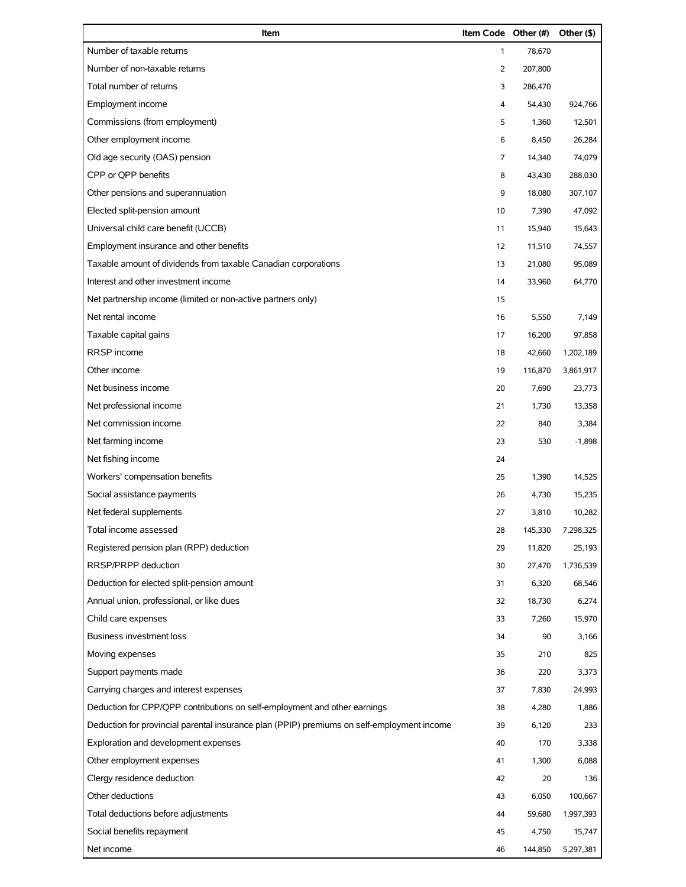| Item | Item Code | Other (#) | Other ($) |
|---|---|---|---|
| Number of taxable returns | 1 | 78,670 | |
| Number of non-taxable returns | 2 | 207,800 | |
| Total number of returns | 3 | 286,470 | |
| Employment income | 4 | 54,430 | 924,766 |
| Commissions (from employment) | 5 | 1,360 | 12,501 |
| Other employment income | 6 | 8,450 | 26,284 |
| Old age security (OAS) pension | 7 | 14,340 | 74,079 |
| CPP or QPP benefits | 8 | 43,430 | 288,030 |
| Other pensions and superannuation | 9 | 18,080 | 307,107 |
| Elected split-pension amount | 10 | 7,390 | 47,092 |
| Universal child care benefit (UCCB) | 11 | 15,940 | 15,643 |
| Employment insurance and other benefits | 12 | 11,510 | 74,557 |
| Taxable amount of dividends from taxable Canadian corporations | 13 | 21,080 | 95,089 |
| Interest and other investment income | 14 | 33,960 | 64,770 |
| Net partnership income (limited or non-active partners only) | 15 | | |
| Net rental income | 16 | 5,550 | 7,149 |
| Taxable capital gains | 17 | 16,200 | 97,858 |
| RRSP income | 18 | 42,660 | 1,202,189 |
| Other income | 19 | 116,870 | 3,861,917 |
| Net business income | 20 | 7,690 | 23,773 |
| Net professional income | 21 | 1,730 | 13,358 |
| Net commission income | 22 | 840 | 3,384 |
| Net farming income | 23 | 530 | -1,898 |
| Net fishing income | 24 | | |
| Workers' compensation benefits | 25 | 1,390 | 14,525 |
| Social assistance payments | 26 | 4,730 | 15,235 |
| Net federal supplements | 27 | 3,810 | 10,282 |
| Total income assessed | 28 | 145,330 | 7,298,325 |
| Registered pension plan (RPP) deduction | 29 | 11,820 | 25,193 |
| RRSP/PRPP deduction | 30 | 27,470 | 1,736,539 |
| Deduction for elected split-pension amount | 31 | 6,320 | 68,546 |
| Annual union, professional, or like dues | 32 | 18,730 | 6,274 |
| Child care expenses | 33 | 7,260 | 15,970 |
| Business investment loss | 34 | 90 | 3,166 |
| Moving expenses | 35 | 210 | 825 |
| Support payments made | 36 | 220 | 3,373 |
| Carrying charges and interest expenses | 37 | 7,830 | 24,993 |
| Deduction for CPP/QPP contributions on self-employment and other earnings | 38 | 4,280 | 1,886 |
| Deduction for provincial parental insurance plan (PPIP) premiums on self-employment income | 39 | 6,120 | 233 |
| Exploration and development expenses | 40 | 170 | 3,338 |
| Other employment expenses | 41 | 1,300 | 6,088 |
| Clergy residence deduction | 42 | 20 | 136 |
| Other deductions | 43 | 6,050 | 100,667 |
| Total deductions before adjustments | 44 | 59,680 | 1,997,393 |
| Social benefits repayment | 45 | 4,750 | 15,747 |
| Net income | 46 | 144,850 | 5,297,381 |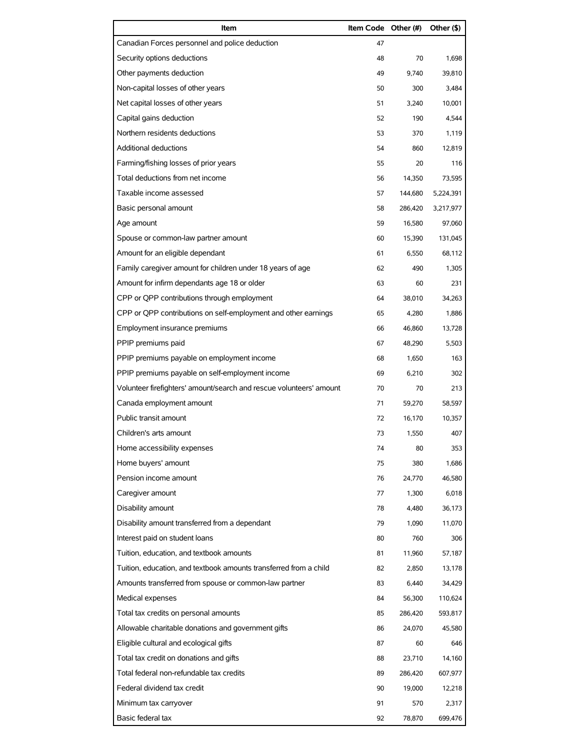| Item | Item Code | Other (#) | Other ($) |
|---|---|---|---|
| Canadian Forces personnel and police deduction | 47 | | |
| Security options deductions | 48 | 70 | 1,698 |
| Other payments deduction | 49 | 9,740 | 39,810 |
| Non-capital losses of other years | 50 | 300 | 3,484 |
| Net capital losses of other years | 51 | 3,240 | 10,001 |
| Capital gains deduction | 52 | 190 | 4,544 |
| Northern residents deductions | 53 | 370 | 1,119 |
| Additional deductions | 54 | 860 | 12,819 |
| Farming/fishing losses of prior years | 55 | 20 | 116 |
| Total deductions from net income | 56 | 14,350 | 73,595 |
| Taxable income assessed | 57 | 144,680 | 5,224,391 |
| Basic personal amount | 58 | 286,420 | 3,217,977 |
| Age amount | 59 | 16,580 | 97,060 |
| Spouse or common-law partner amount | 60 | 15,390 | 131,045 |
| Amount for an eligible dependant | 61 | 6,550 | 68,112 |
| Family caregiver amount for children under 18 years of age | 62 | 490 | 1,305 |
| Amount for infirm dependants age 18 or older | 63 | 60 | 231 |
| CPP or QPP contributions through employment | 64 | 38,010 | 34,263 |
| CPP or QPP contributions on self-employment and other earnings | 65 | 4,280 | 1,886 |
| Employment insurance premiums | 66 | 46,860 | 13,728 |
| PPIP premiums paid | 67 | 48,290 | 5,503 |
| PPIP premiums payable on employment income | 68 | 1,650 | 163 |
| PPIP premiums payable on self-employment income | 69 | 6,210 | 302 |
| Volunteer firefighters' amount/search and rescue volunteers' amount | 70 | 70 | 213 |
| Canada employment amount | 71 | 59,270 | 58,597 |
| Public transit amount | 72 | 16,170 | 10,357 |
| Children's arts amount | 73 | 1,550 | 407 |
| Home accessibility expenses | 74 | 80 | 353 |
| Home buyers' amount | 75 | 380 | 1,686 |
| Pension income amount | 76 | 24,770 | 46,580 |
| Caregiver amount | 77 | 1,300 | 6,018 |
| Disability amount | 78 | 4,480 | 36,173 |
| Disability amount transferred from a dependant | 79 | 1,090 | 11,070 |
| Interest paid on student loans | 80 | 760 | 306 |
| Tuition, education, and textbook amounts | 81 | 11,960 | 57,187 |
| Tuition, education, and textbook amounts transferred from a child | 82 | 2,850 | 13,178 |
| Amounts transferred from spouse or common-law partner | 83 | 6,440 | 34,429 |
| Medical expenses | 84 | 56,300 | 110,624 |
| Total tax credits on personal amounts | 85 | 286,420 | 593,817 |
| Allowable charitable donations and government gifts | 86 | 24,070 | 45,580 |
| Eligible cultural and ecological gifts | 87 | 60 | 646 |
| Total tax credit on donations and gifts | 88 | 23,710 | 14,160 |
| Total federal non-refundable tax credits | 89 | 286,420 | 607,977 |
| Federal dividend tax credit | 90 | 19,000 | 12,218 |
| Minimum tax carryover | 91 | 570 | 2,317 |
| Basic federal tax | 92 | 78,870 | 699,476 |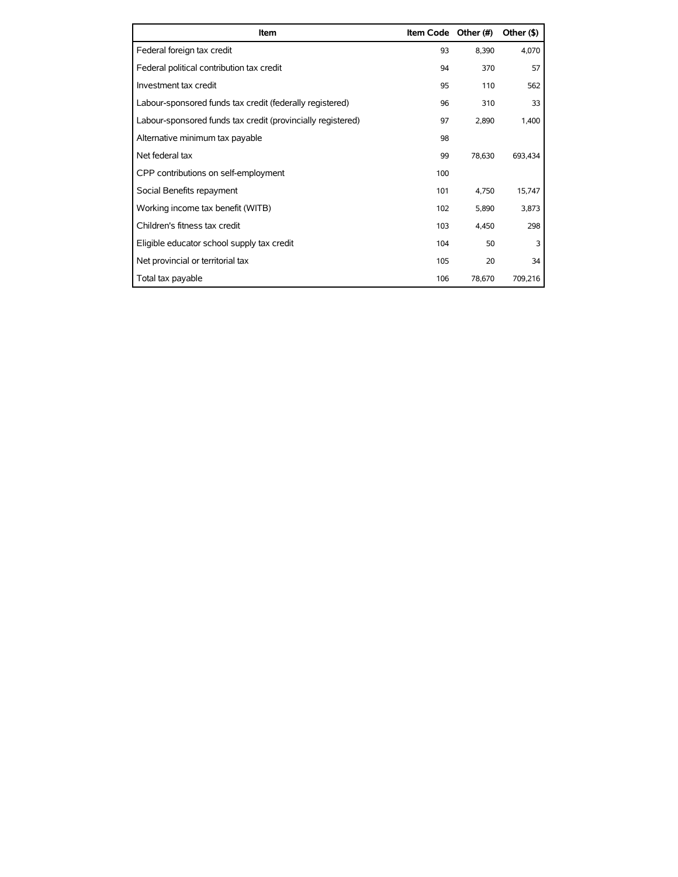| Item | Item Code | Other (#) | Other ($) |
|---|---|---|---|
| Federal foreign tax credit | 93 | 8,390 | 4,070 |
| Federal political contribution tax credit | 94 | 370 | 57 |
| Investment tax credit | 95 | 110 | 562 |
| Labour-sponsored funds tax credit (federally registered) | 96 | 310 | 33 |
| Labour-sponsored funds tax credit (provincially registered) | 97 | 2,890 | 1,400 |
| Alternative minimum tax payable | 98 | | |
| Net federal tax | 99 | 78,630 | 693,434 |
| CPP contributions on self-employment | 100 | | |
| Social Benefits repayment | 101 | 4,750 | 15,747 |
| Working income tax benefit (WITB) | 102 | 5,890 | 3,873 |
| Children's fitness tax credit | 103 | 4,450 | 298 |
| Eligible educator school supply tax credit | 104 | 50 | 3 |
| Net provincial or territorial tax | 105 | 20 | 34 |
| Total tax payable | 106 | 78,670 | 709,216 |